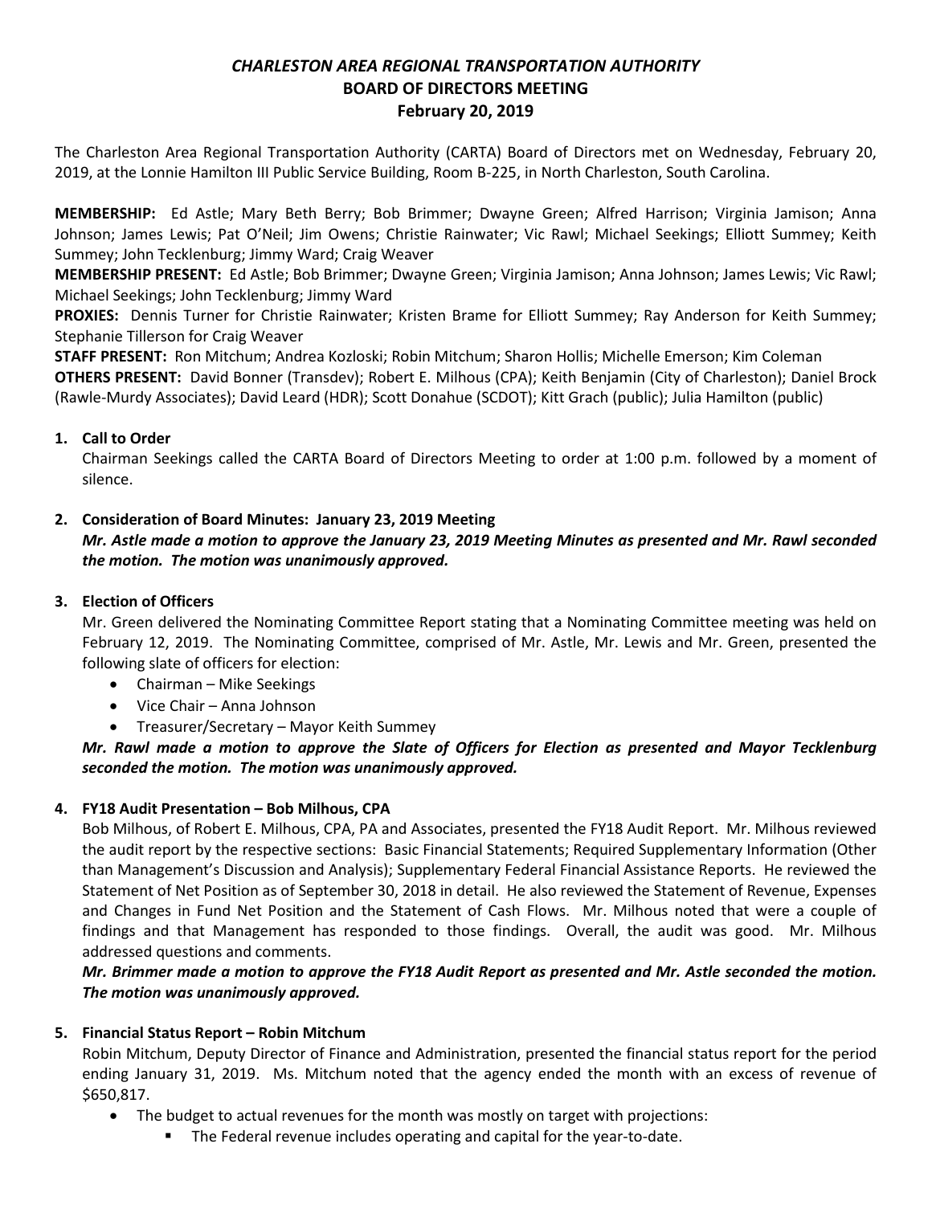# *CHARLESTON AREA REGIONAL TRANSPORTATION AUTHORITY*
## BOARD OF DIRECTORS MEETING
### February 20, 2019

The Charleston Area Regional Transportation Authority (CARTA) Board of Directors met on Wednesday, February 20, 2019, at the Lonnie Hamilton III Public Service Building, Room B-225, in North Charleston, South Carolina.

**MEMBERSHIP:** Ed Astle; Mary Beth Berry; Bob Brimmer; Dwayne Green; Alfred Harrison; Virginia Jamison; Anna Johnson; James Lewis; Pat O'Neil; Jim Owens; Christie Rainwater; Vic Rawl; Michael Seekings; Elliott Summey; Keith Summey; John Tecklenburg; Jimmy Ward; Craig Weaver

**MEMBERSHIP PRESENT:** Ed Astle; Bob Brimmer; Dwayne Green; Virginia Jamison; Anna Johnson; James Lewis; Vic Rawl; Michael Seekings; John Tecklenburg; Jimmy Ward

**PROXIES:** Dennis Turner for Christie Rainwater; Kristen Brame for Elliott Summey; Ray Anderson for Keith Summey; Stephanie Tillerson for Craig Weaver

**STAFF PRESENT:** Ron Mitchum; Andrea Kozloski; Robin Mitchum; Sharon Hollis; Michelle Emerson; Kim Coleman

**OTHERS PRESENT:** David Bonner (Transdev); Robert E. Milhous (CPA); Keith Benjamin (City of Charleston); Daniel Brock (Rawle-Murdy Associates); David Leard (HDR); Scott Donahue (SCDOT); Kitt Grach (public); Julia Hamilton (public)

1. **Call to Order**

   Chairman Seekings called the CARTA Board of Directors Meeting to order at 1:00 p.m. followed by a moment of silence.

2. **Consideration of Board Minutes: January 23, 2019 Meeting**

   ***Mr. Astle made a motion to approve the January 23, 2019 Meeting Minutes as presented and Mr. Rawl seconded the motion. The motion was unanimously approved.***

3. **Election of Officers**

   Mr. Green delivered the Nominating Committee Report stating that a Nominating Committee meeting was held on February 12, 2019. The Nominating Committee, comprised of Mr. Astle, Mr. Lewis and Mr. Green, presented the following slate of officers for election:

   - Chairman – Mike Seekings
   - Vice Chair – Anna Johnson
   - Treasurer/Secretary – Mayor Keith Summey

   ***Mr. Rawl made a motion to approve the Slate of Officers for Election as presented and Mayor Tecklenburg seconded the motion. The motion was unanimously approved.***

4. **FY18 Audit Presentation – Bob Milhous, CPA**

   Bob Milhous, of Robert E. Milhous, CPA, PA and Associates, presented the FY18 Audit Report. Mr. Milhous reviewed the audit report by the respective sections: Basic Financial Statements; Required Supplementary Information (Other than Management's Discussion and Analysis); Supplementary Federal Financial Assistance Reports. He reviewed the Statement of Net Position as of September 30, 2018 in detail. He also reviewed the Statement of Revenue, Expenses and Changes in Fund Net Position and the Statement of Cash Flows. Mr. Milhous noted that were a couple of findings and that Management has responded to those findings. Overall, the audit was good. Mr. Milhous addressed questions and comments.

   ***Mr. Brimmer made a motion to approve the FY18 Audit Report as presented and Mr. Astle seconded the motion. The motion was unanimously approved.***

5. **Financial Status Report – Robin Mitchum**

   Robin Mitchum, Deputy Director of Finance and Administration, presented the financial status report for the period ending January 31, 2019. Ms. Mitchum noted that the agency ended the month with an excess of revenue of $650,817.

   - The budget to actual revenues for the month was mostly on target with projections:
     - The Federal revenue includes operating and capital for the year-to-date.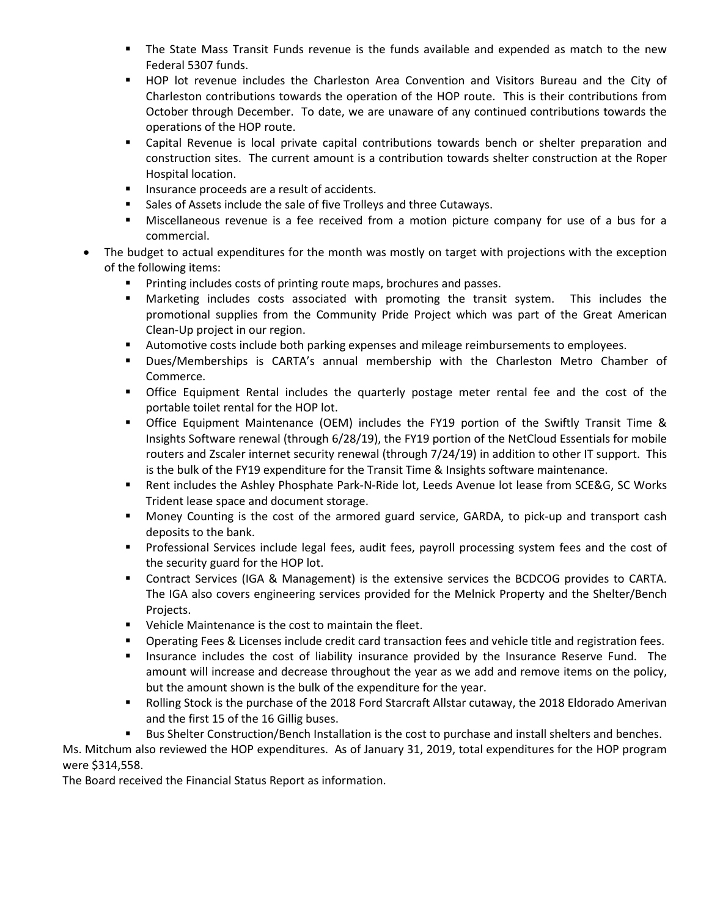- The State Mass Transit Funds revenue is the funds available and expended as match to the new Federal 5307 funds.
- HOP lot revenue includes the Charleston Area Convention and Visitors Bureau and the City of Charleston contributions towards the operation of the HOP route. This is their contributions from October through December. To date, we are unaware of any continued contributions towards the operations of the HOP route.
- Capital Revenue is local private capital contributions towards bench or shelter preparation and construction sites. The current amount is a contribution towards shelter construction at the Roper Hospital location.
- Insurance proceeds are a result of accidents.
- Sales of Assets include the sale of five Trolleys and three Cutaways.
- Miscellaneous revenue is a fee received from a motion picture company for use of a bus for a commercial.

- The budget to actual expenditures for the month was mostly on target with projections with the exception of the following items:
  - Printing includes costs of printing route maps, brochures and passes.
  - Marketing includes costs associated with promoting the transit system. This includes the promotional supplies from the Community Pride Project which was part of the Great American Clean-Up project in our region.
  - Automotive costs include both parking expenses and mileage reimbursements to employees.
  - Dues/Memberships is CARTA's annual membership with the Charleston Metro Chamber of Commerce.
  - Office Equipment Rental includes the quarterly postage meter rental fee and the cost of the portable toilet rental for the HOP lot.
  - Office Equipment Maintenance (OEM) includes the FY19 portion of the Swiftly Transit Time & Insights Software renewal (through 6/28/19), the FY19 portion of the NetCloud Essentials for mobile routers and Zscaler internet security renewal (through 7/24/19) in addition to other IT support. This is the bulk of the FY19 expenditure for the Transit Time & Insights software maintenance.
  - Rent includes the Ashley Phosphate Park-N-Ride lot, Leeds Avenue lot lease from SCE&G, SC Works Trident lease space and document storage.
  - Money Counting is the cost of the armored guard service, GARDA, to pick-up and transport cash deposits to the bank.
  - Professional Services include legal fees, audit fees, payroll processing system fees and the cost of the security guard for the HOP lot.
  - Contract Services (IGA & Management) is the extensive services the BCDCOG provides to CARTA. The IGA also covers engineering services provided for the Melnick Property and the Shelter/Bench Projects.
  - Vehicle Maintenance is the cost to maintain the fleet.
  - Operating Fees & Licenses include credit card transaction fees and vehicle title and registration fees.
  - Insurance includes the cost of liability insurance provided by the Insurance Reserve Fund. The amount will increase and decrease throughout the year as we add and remove items on the policy, but the amount shown is the bulk of the expenditure for the year.
  - Rolling Stock is the purchase of the 2018 Ford Starcraft Allstar cutaway, the 2018 Eldorado Amerivan and the first 15 of the 16 Gillig buses.
  - Bus Shelter Construction/Bench Installation is the cost to purchase and install shelters and benches.

Ms. Mitchum also reviewed the HOP expenditures. As of January 31, 2019, total expenditures for the HOP program were $314,558.

The Board received the Financial Status Report as information.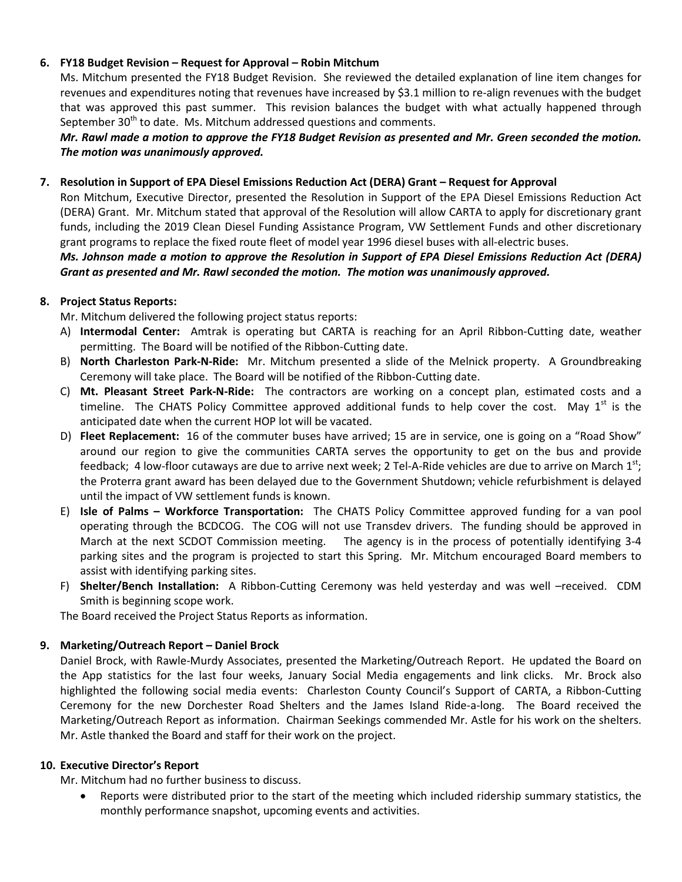6. **FY18 Budget Revision – Request for Approval – Robin Mitchum**

   Ms. Mitchum presented the FY18 Budget Revision. She reviewed the detailed explanation of line item changes for revenues and expenditures noting that revenues have increased by $3.1 million to re-align revenues with the budget that was approved this past summer. This revision balances the budget with what actually happened through September 30th to date. Ms. Mitchum addressed questions and comments.

   ***Mr. Rawl made a motion to approve the FY18 Budget Revision as presented and Mr. Green seconded the motion. The motion was unanimously approved.***

7. **Resolution in Support of EPA Diesel Emissions Reduction Act (DERA) Grant – Request for Approval**

   Ron Mitchum, Executive Director, presented the Resolution in Support of the EPA Diesel Emissions Reduction Act (DERA) Grant. Mr. Mitchum stated that approval of the Resolution will allow CARTA to apply for discretionary grant funds, including the 2019 Clean Diesel Funding Assistance Program, VW Settlement Funds and other discretionary grant programs to replace the fixed route fleet of model year 1996 diesel buses with all-electric buses.

   ***Ms. Johnson made a motion to approve the Resolution in Support of EPA Diesel Emissions Reduction Act (DERA) Grant as presented and Mr. Rawl seconded the motion. The motion was unanimously approved.***

8. **Project Status Reports:**

   Mr. Mitchum delivered the following project status reports:

   A) **Intermodal Center:** Amtrak is operating but CARTA is reaching for an April Ribbon-Cutting date, weather permitting. The Board will be notified of the Ribbon-Cutting date.
   B) **North Charleston Park-N-Ride:** Mr. Mitchum presented a slide of the Melnick property. A Groundbreaking Ceremony will take place. The Board will be notified of the Ribbon-Cutting date.
   C) **Mt. Pleasant Street Park-N-Ride:** The contractors are working on a concept plan, estimated costs and a timeline. The CHATS Policy Committee approved additional funds to help cover the cost. May 1st is the anticipated date when the current HOP lot will be vacated.
   D) **Fleet Replacement:** 16 of the commuter buses have arrived; 15 are in service, one is going on a "Road Show" around our region to give the communities CARTA serves the opportunity to get on the bus and provide feedback; 4 low-floor cutaways are due to arrive next week; 2 Tel-A-Ride vehicles are due to arrive on March 1st; the Proterra grant award has been delayed due to the Government Shutdown; vehicle refurbishment is delayed until the impact of VW settlement funds is known.
   E) **Isle of Palms – Workforce Transportation:** The CHATS Policy Committee approved funding for a van pool operating through the BCDCOG. The COG will not use Transdev drivers. The funding should be approved in March at the next SCDOT Commission meeting. The agency is in the process of potentially identifying 3-4 parking sites and the program is projected to start this Spring. Mr. Mitchum encouraged Board members to assist with identifying parking sites.
   F) **Shelter/Bench Installation:** A Ribbon-Cutting Ceremony was held yesterday and was well –received. CDM Smith is beginning scope work.

   The Board received the Project Status Reports as information.

9. **Marketing/Outreach Report – Daniel Brock**

   Daniel Brock, with Rawle-Murdy Associates, presented the Marketing/Outreach Report. He updated the Board on the App statistics for the last four weeks, January Social Media engagements and link clicks. Mr. Brock also highlighted the following social media events: Charleston County Council's Support of CARTA, a Ribbon-Cutting Ceremony for the new Dorchester Road Shelters and the James Island Ride-a-long. The Board received the Marketing/Outreach Report as information. Chairman Seekings commended Mr. Astle for his work on the shelters. Mr. Astle thanked the Board and staff for their work on the project.

10. **Executive Director's Report**

    Mr. Mitchum had no further business to discuss.

    - Reports were distributed prior to the start of the meeting which included ridership summary statistics, the monthly performance snapshot, upcoming events and activities.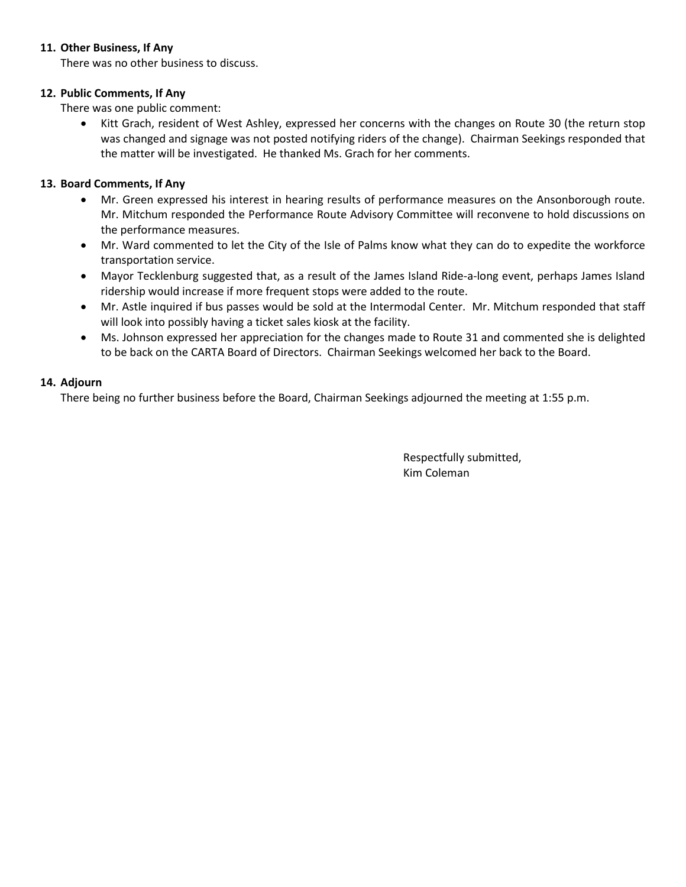**11. Other Business, If Any**

There was no other business to discuss.

**12. Public Comments, If Any**

There was one public comment:

- Kitt Grach, resident of West Ashley, expressed her concerns with the changes on Route 30 (the return stop was changed and signage was not posted notifying riders of the change). Chairman Seekings responded that the matter will be investigated. He thanked Ms. Grach for her comments.

**13. Board Comments, If Any**

- Mr. Green expressed his interest in hearing results of performance measures on the Ansonborough route. Mr. Mitchum responded the Performance Route Advisory Committee will reconvene to hold discussions on the performance measures.
- Mr. Ward commented to let the City of the Isle of Palms know what they can do to expedite the workforce transportation service.
- Mayor Tecklenburg suggested that, as a result of the James Island Ride-a-long event, perhaps James Island ridership would increase if more frequent stops were added to the route.
- Mr. Astle inquired if bus passes would be sold at the Intermodal Center. Mr. Mitchum responded that staff will look into possibly having a ticket sales kiosk at the facility.
- Ms. Johnson expressed her appreciation for the changes made to Route 31 and commented she is delighted to be back on the CARTA Board of Directors. Chairman Seekings welcomed her back to the Board.

**14. Adjourn**

There being no further business before the Board, Chairman Seekings adjourned the meeting at 1:55 p.m.

Respectfully submitted,
Kim Coleman